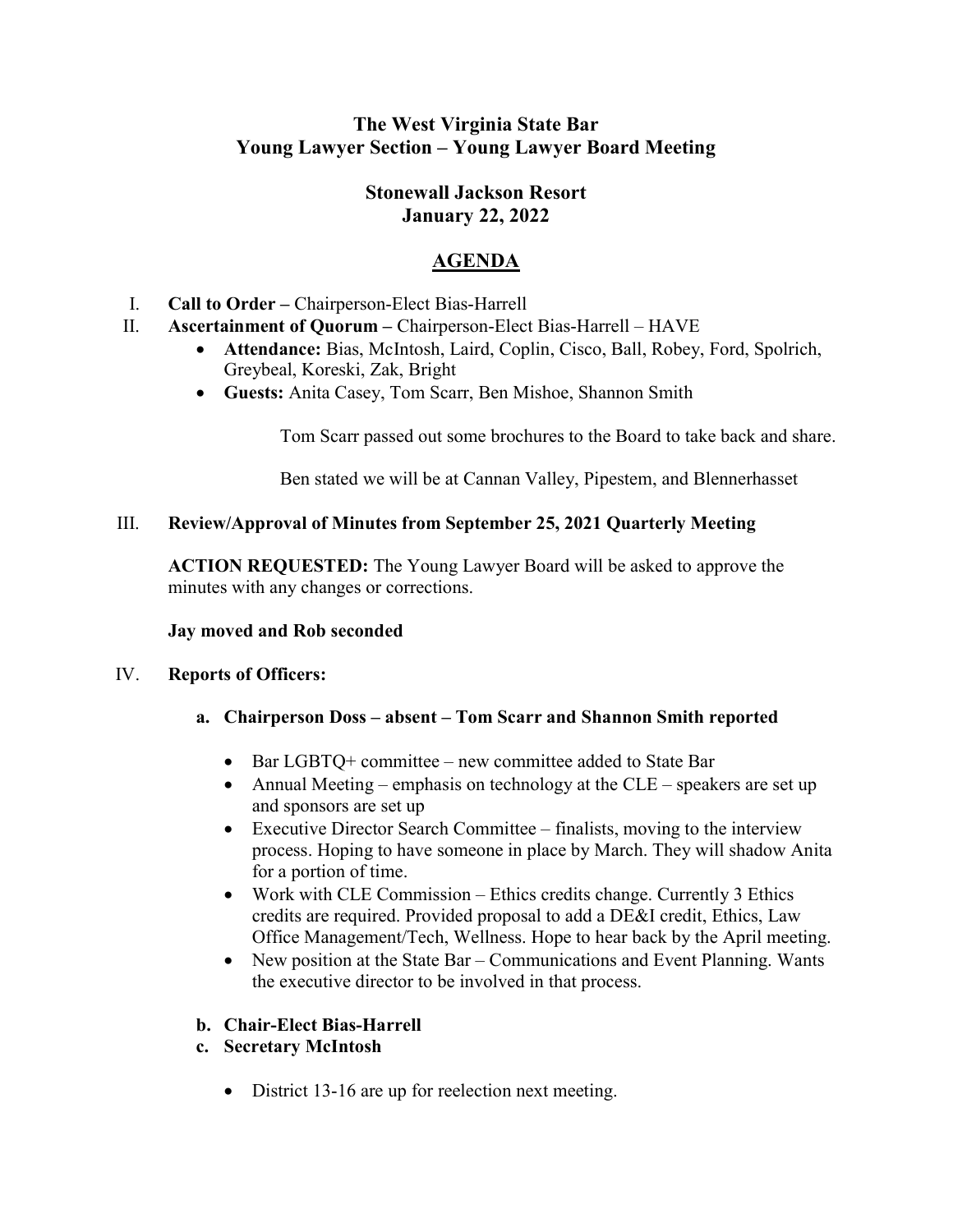# The West Virginia State Bar
## Young Lawyer Section – Young Lawyer Board Meeting

### Stonewall Jackson Resort
### January 22, 2022

## AGENDA

I. **Call to Order –** Chairperson-Elect Bias-Harrell

II. **Ascertainment of Quorum –** Chairperson-Elect Bias-Harrell – HAVE
   - **Attendance:** Bias, McIntosh, Laird, Coplin, Cisco, Ball, Robey, Ford, Spolrich, Greybeal, Koreski, Zak, Bright
   - **Guests:** Anita Casey, Tom Scarr, Ben Mishoe, Shannon Smith

   Tom Scarr passed out some brochures to the Board to take back and share.

   Ben stated we will be at Cannan Valley, Pipestem, and Blennerhasset

III. **Review/Approval of Minutes from September 25, 2021 Quarterly Meeting**

   **ACTION REQUESTED:** The Young Lawyer Board will be asked to approve the minutes with any changes or corrections.

   **Jay moved and Rob seconded**

IV. **Reports of Officers:**

   **a. Chairperson Doss – absent – Tom Scarr and Shannon Smith reported**

   - Bar LGBTQ+ committee – new committee added to State Bar
   - Annual Meeting – emphasis on technology at the CLE – speakers are set up and sponsors are set up
   - Executive Director Search Committee – finalists, moving to the interview process. Hoping to have someone in place by March. They will shadow Anita for a portion of time.
   - Work with CLE Commission – Ethics credits change. Currently 3 Ethics credits are required. Provided proposal to add a DE&I credit, Ethics, Law Office Management/Tech, Wellness. Hope to hear back by the April meeting.
   - New position at the State Bar – Communications and Event Planning. Wants the executive director to be involved in that process.

   **b. Chair-Elect Bias-Harrell**

   **c. Secretary McIntosh**

   - District 13-16 are up for reelection next meeting.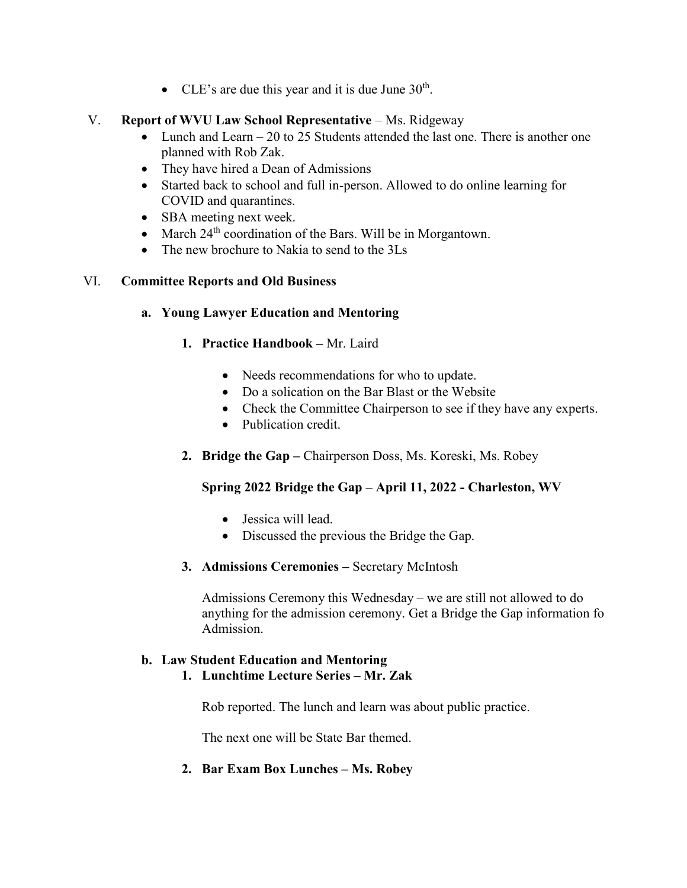- CLE's are due this year and it is due June 30th.

V. **Report of WVU Law School Representative** – Ms. Ridgeway

- Lunch and Learn – 20 to 25 Students attended the last one. There is another one planned with Rob Zak.
- They have hired a Dean of Admissions
- Started back to school and full in-person. Allowed to do online learning for COVID and quarantines.
- SBA meeting next week.
- March 24th coordination of the Bars. Will be in Morgantown.
- The new brochure to Nakia to send to the 3Ls

VI. **Committee Reports and Old Business**

**a. Young Lawyer Education and Mentoring**

**1. Practice Handbook –** Mr. Laird

- Needs recommendations for who to update.
- Do a solication on the Bar Blast or the Website
- Check the Committee Chairperson to see if they have any experts.
- Publication credit.

**2. Bridge the Gap –** Chairperson Doss, Ms. Koreski, Ms. Robey

**Spring 2022 Bridge the Gap – April 11, 2022 - Charleston, WV**

- Jessica will lead.
- Discussed the previous the Bridge the Gap.

**3. Admissions Ceremonies –** Secretary McIntosh

Admissions Ceremony this Wednesday – we are still not allowed to do anything for the admission ceremony. Get a Bridge the Gap information fo Admission.

**b. Law Student Education and Mentoring**

**1. Lunchtime Lecture Series – Mr. Zak**

Rob reported. The lunch and learn was about public practice.

The next one will be State Bar themed.

**2. Bar Exam Box Lunches – Ms. Robey**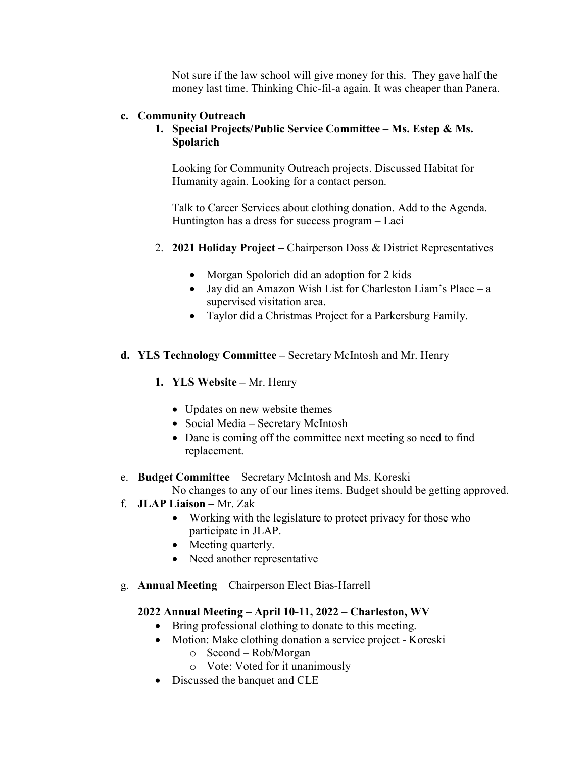Not sure if the law school will give money for this. They gave half the money last time. Thinking Chic-fil-a again. It was cheaper than Panera.

**c. Community Outreach**

**1. Special Projects/Public Service Committee – Ms. Estep & Ms. Spolarich**

Looking for Community Outreach projects. Discussed Habitat for Humanity again. Looking for a contact person.

Talk to Career Services about clothing donation. Add to the Agenda. Huntington has a dress for success program – Laci

2. **2021 Holiday Project –** Chairperson Doss & District Representatives

- Morgan Spolorich did an adoption for 2 kids
- Jay did an Amazon Wish List for Charleston Liam's Place – a supervised visitation area.
- Taylor did a Christmas Project for a Parkersburg Family.

**d. YLS Technology Committee –** Secretary McIntosh and Mr. Henry

**1. YLS Website –** Mr. Henry

- Updates on new website themes
- Social Media **–** Secretary McIntosh
- Dane is coming off the committee next meeting so need to find replacement.

e. **Budget Committee** – Secretary McIntosh and Ms. Koreski

No changes to any of our lines items. Budget should be getting approved.

f. **JLAP Liaison –** Mr. Zak

- Working with the legislature to protect privacy for those who participate in JLAP.
- Meeting quarterly.
- Need another representative

g. **Annual Meeting** – Chairperson Elect Bias-Harrell

**2022 Annual Meeting – April 10-11, 2022 – Charleston, WV**

- Bring professional clothing to donate to this meeting.
- Motion: Make clothing donation a service project - Koreski
  - Second – Rob/Morgan
  - Vote: Voted for it unanimously
- Discussed the banquet and CLE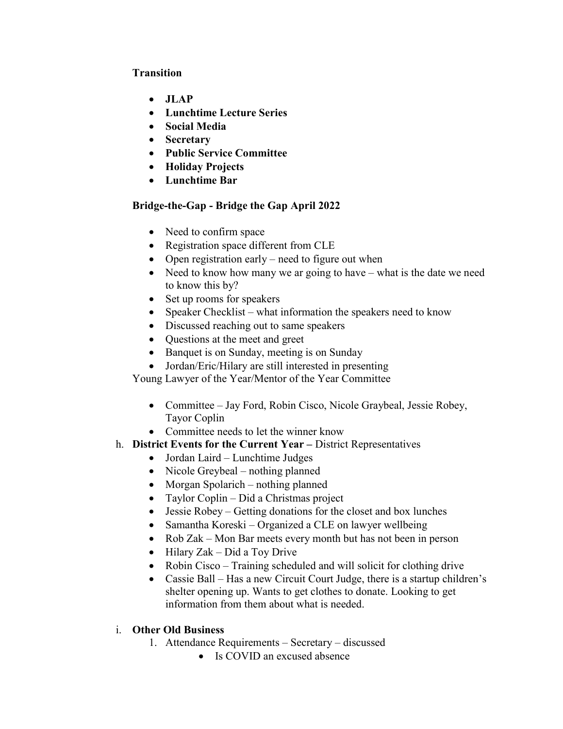**Transition**

- **JLAP**
- **Lunchtime Lecture Series**
- **Social Media**
- **Secretary**
- **Public Service Committee**
- **Holiday Projects**
- **Lunchtime Bar**

**Bridge-the-Gap - Bridge the Gap April 2022**

- Need to confirm space
- Registration space different from CLE
- Open registration early – need to figure out when
- Need to know how many we ar going to have – what is the date we need to know this by?
- Set up rooms for speakers
- Speaker Checklist – what information the speakers need to know
- Discussed reaching out to same speakers
- Questions at the meet and greet
- Banquet is on Sunday, meeting is on Sunday
- Jordan/Eric/Hilary are still interested in presenting

Young Lawyer of the Year/Mentor of the Year Committee

- Committee – Jay Ford, Robin Cisco, Nicole Graybeal, Jessie Robey, Tayor Coplin
- Committee needs to let the winner know

h. **District Events for the Current Year –** District Representatives
   - Jordan Laird – Lunchtime Judges
   - Nicole Greybeal – nothing planned
   - Morgan Spolarich – nothing planned
   - Taylor Coplin – Did a Christmas project
   - Jessie Robey – Getting donations for the closet and box lunches
   - Samantha Koreski – Organized a CLE on lawyer wellbeing
   - Rob Zak – Mon Bar meets every month but has not been in person
   - Hilary Zak – Did a Toy Drive
   - Robin Cisco – Training scheduled and will solicit for clothing drive
   - Cassie Ball – Has a new Circuit Court Judge, there is a startup children's shelter opening up. Wants to get clothes to donate. Looking to get information from them about what is needed.

i. **Other Old Business**
   1. Attendance Requirements – Secretary – discussed
      - Is COVID an excused absence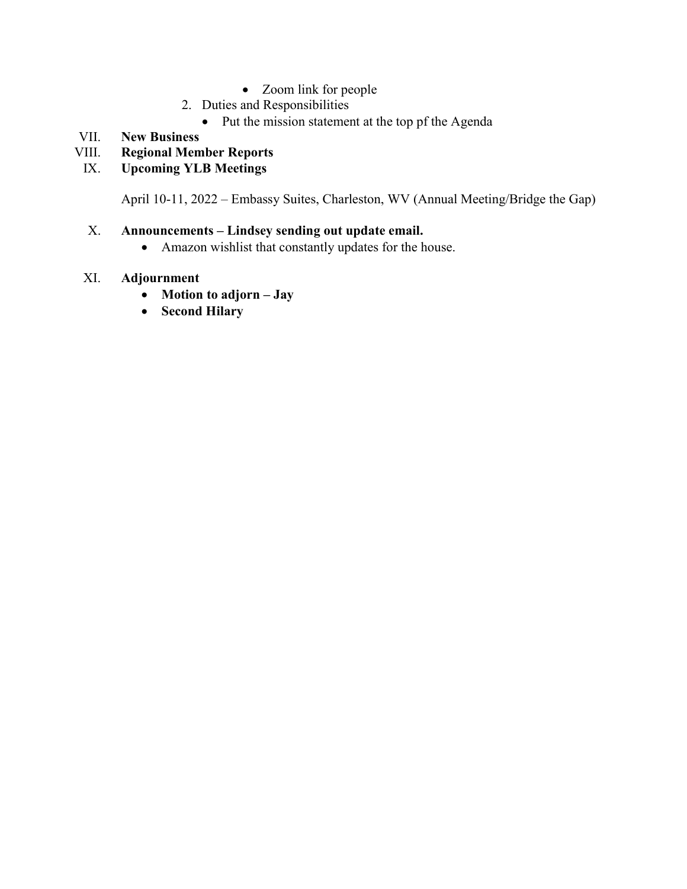- Zoom link for people
2. Duties and Responsibilities
    - Put the mission statement at the top pf the Agenda

VII. **New Business**

VIII. **Regional Member Reports**

IX. **Upcoming YLB Meetings**

April 10-11, 2022 – Embassy Suites, Charleston, WV (Annual Meeting/Bridge the Gap)

X. **Announcements – Lindsey sending out update email.**
- Amazon wishlist that constantly updates for the house.

XI. **Adjournment**
- **Motion to adjorn – Jay**
- **Second Hilary**